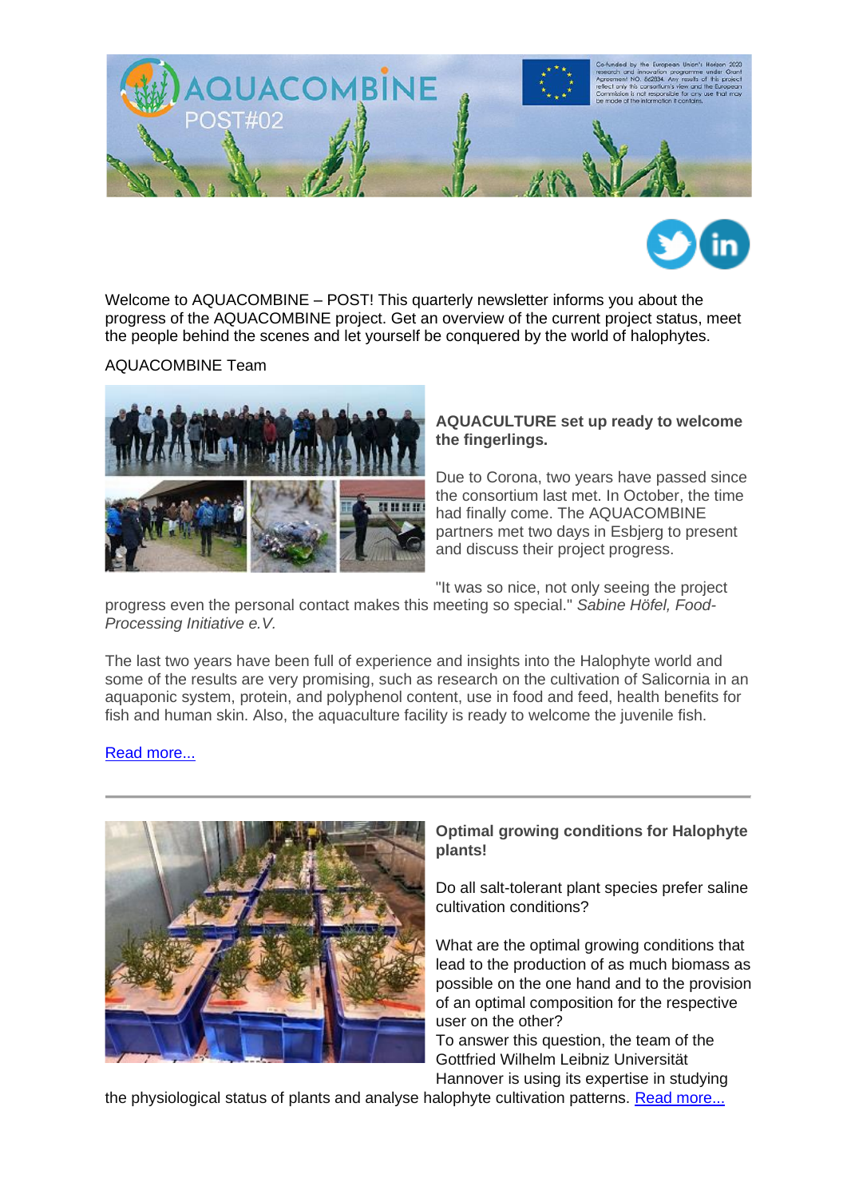AQUACOMBINE POST#02

Co-funded by the European Union's Horizon 2020 research and innovation programme under Grant Agreement NO. 862834. Any results of this project reflect only this consortium's view and the European Commission is not responsible for any use that may be made of the information it contains.

Welcome to AQUACOMBINE – POST! This quarterly newsletter informs you about the progress of the AQUACOMBINE project. Get an overview of the current project status, meet the people behind the scenes and let yourself be conquered by the world of halophytes.

AQUACOMBINE Team

**AQUACULTURE set up ready to welcome the fingerlings.**

Due to Corona, two years have passed since the consortium last met. In October, the time had finally come. The AQUACOMBINE partners met two days in Esbjerg to present and discuss their project progress.

"It was so nice, not only seeing the project progress even the personal contact makes this meeting so special." *Sabine Höfel, Food-Processing Initiative e.V.*

The last two years have been full of experience and insights into the Halophyte world and some of the results are very promising, such as research on the cultivation of Salicornia in an aquaponic system, protein, and polyphenol content, use in food and feed, health benefits for fish and human skin. Also, the aquaculture facility is ready to welcome the juvenile fish.

Read more...

---

**Optimal growing conditions for Halophyte plants!**

Do all salt-tolerant plant species prefer saline cultivation conditions?

What are the optimal growing conditions that lead to the production of as much biomass as possible on the one hand and to the provision of an optimal composition for the respective user on the other?
To answer this question, the team of the Gottfried Wilhelm Leibniz Universität Hannover is using its expertise in studying the physiological status of plants and analyse halophyte cultivation patterns. Read more...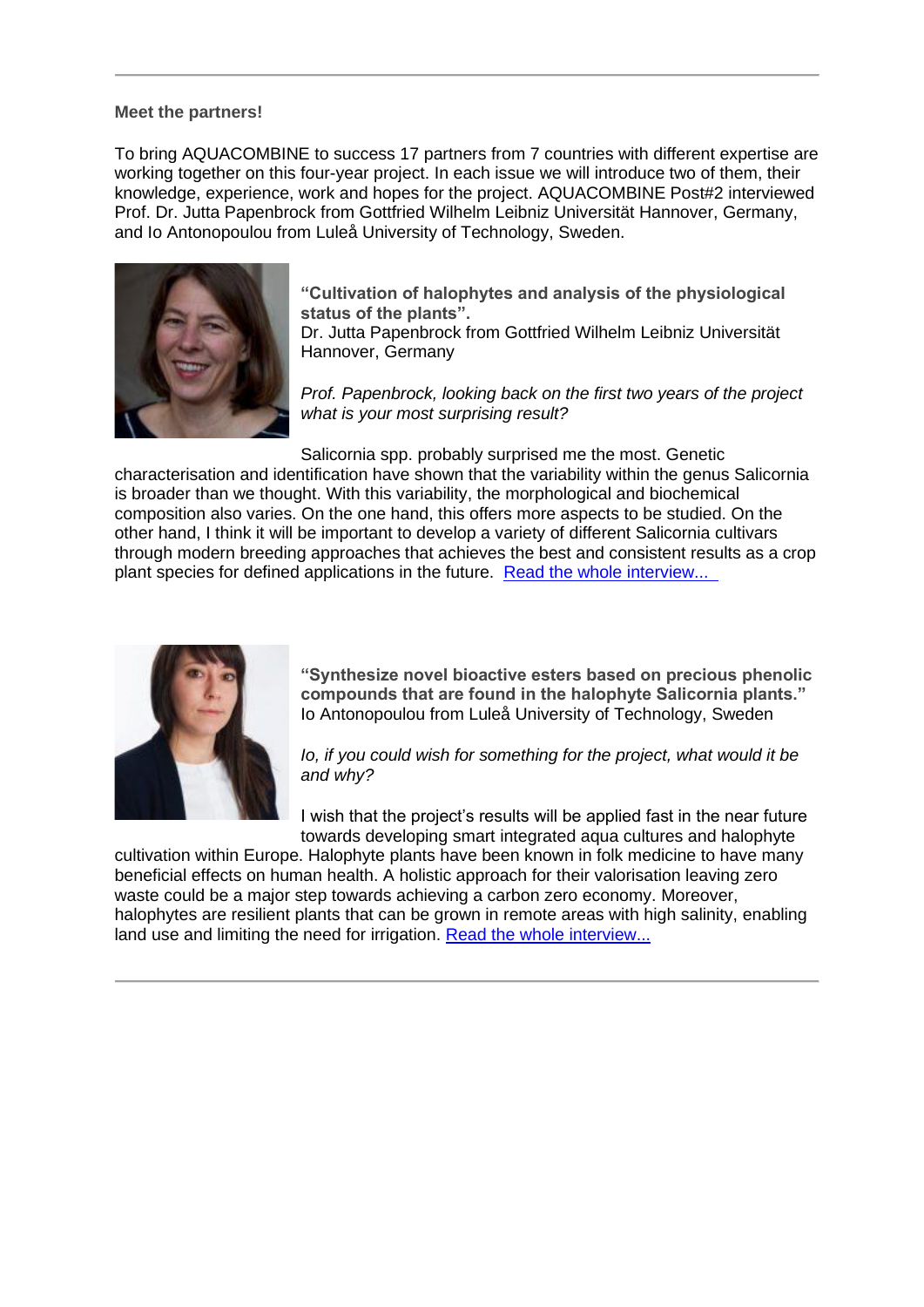**Meet the partners!**

To bring AQUACOMBINE to success 17 partners from 7 countries with different expertise are working together on this four-year project. In each issue we will introduce two of them, their knowledge, experience, work and hopes for the project. AQUACOMBINE Post#2 interviewed Prof. Dr. Jutta Papenbrock from Gottfried Wilhelm Leibniz Universität Hannover, Germany, and Io Antonopoulou from Luleå University of Technology, Sweden.

**"Cultivation of halophytes and analysis of the physiological status of the plants".**
Dr. Jutta Papenbrock from Gottfried Wilhelm Leibniz Universität Hannover, Germany

*Prof. Papenbrock, looking back on the first two years of the project what is your most surprising result?*

Salicornia spp. probably surprised me the most. Genetic characterisation and identification have shown that the variability within the genus Salicornia is broader than we thought. With this variability, the morphological and biochemical composition also varies. On the one hand, this offers more aspects to be studied. On the other hand, I think it will be important to develop a variety of different Salicornia cultivars through modern breeding approaches that achieves the best and consistent results as a crop plant species for defined applications in the future. [Read the whole interview...]

**"Synthesize novel bioactive esters based on precious phenolic compounds that are found in the halophyte Salicornia plants."**
Io Antonopoulou from Luleå University of Technology, Sweden

*Io, if you could wish for something for the project, what would it be and why?*

I wish that the project's results will be applied fast in the near future towards developing smart integrated aqua cultures and halophyte cultivation within Europe. Halophyte plants have been known in folk medicine to have many beneficial effects on human health. A holistic approach for their valorisation leaving zero waste could be a major step towards achieving a carbon zero economy. Moreover, halophytes are resilient plants that can be grown in remote areas with high salinity, enabling land use and limiting the need for irrigation. [Read the whole interview...]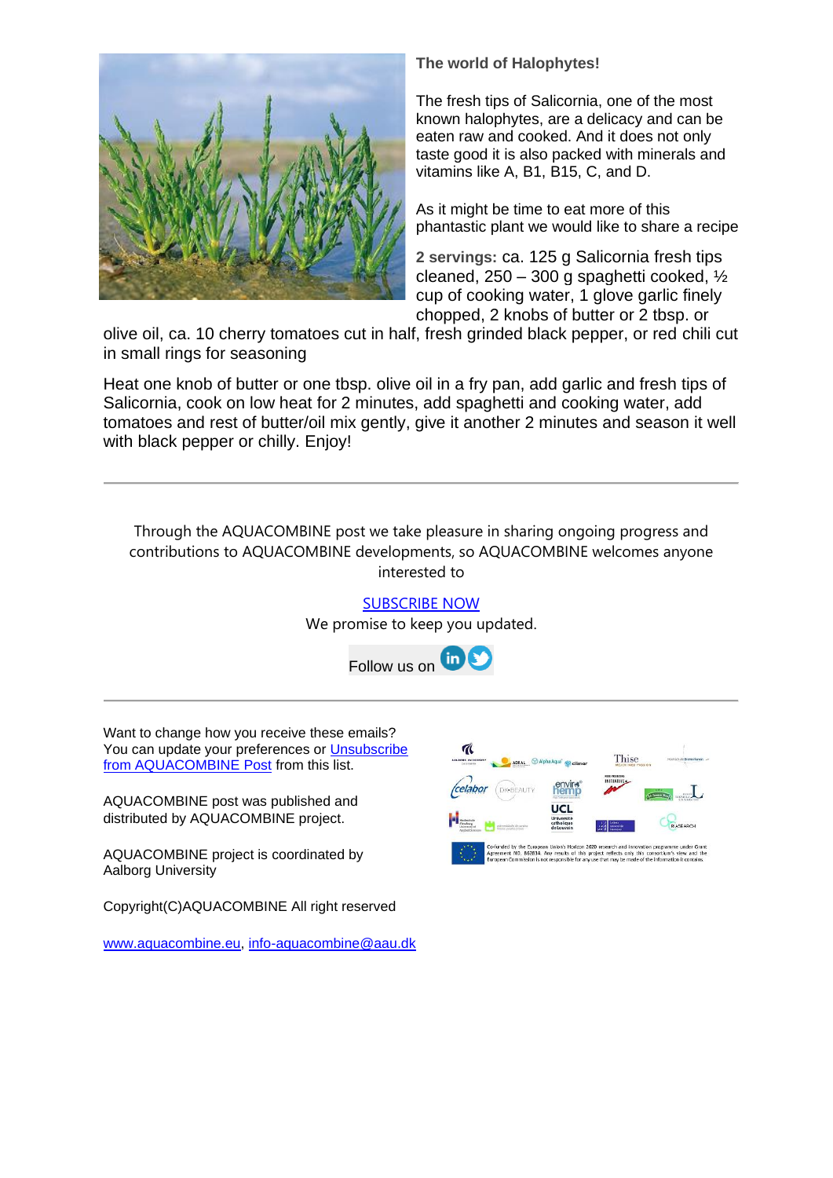**The world of Halophytes!**

The fresh tips of Salicornia, one of the most known halophytes, are a delicacy and can be eaten raw and cooked. And it does not only taste good it is also packed with minerals and vitamins like A, B1, B15, C, and D.

As it might be time to eat more of this phantastic plant we would like to share a recipe

**2 servings:** ca. 125 g Salicornia fresh tips cleaned, 250 – 300 g spaghetti cooked, ½ cup of cooking water, 1 glove garlic finely chopped, 2 knobs of butter or 2 tbsp. or olive oil, ca. 10 cherry tomatoes cut in half, fresh grinded black pepper, or red chili cut in small rings for seasoning

Heat one knob of butter or one tbsp. olive oil in a fry pan, add garlic and fresh tips of Salicornia, cook on low heat for 2 minutes, add spaghetti and cooking water, add tomatoes and rest of butter/oil mix gently, give it another 2 minutes and season it well with black pepper or chilly. Enjoy!

---

Through the AQUACOMBINE post we take pleasure in sharing ongoing progress and contributions to AQUACOMBINE developments, so AQUACOMBINE welcomes anyone interested to

SUBSCRIBE NOW

We promise to keep you updated.

Follow us on

---

Want to change how you receive these emails?
You can update your preferences or Unsubscribe from AQUACOMBINE Post from this list.

AQUACOMBINE post was published and distributed by AQUACOMBINE project.

AQUACOMBINE project is coordinated by Aalborg University

Copyright(C)AQUACOMBINE All right reserved

www.aquacombine.eu, info-aquacombine@aau.dk

Co-funded by the European Union's Horizon 2020 research and innovation programme under Grant Agreement NO. 862834. Any results of this project reflects only this consortium's view and the European Commission is not responsible for any use that may be made of the information it contains.